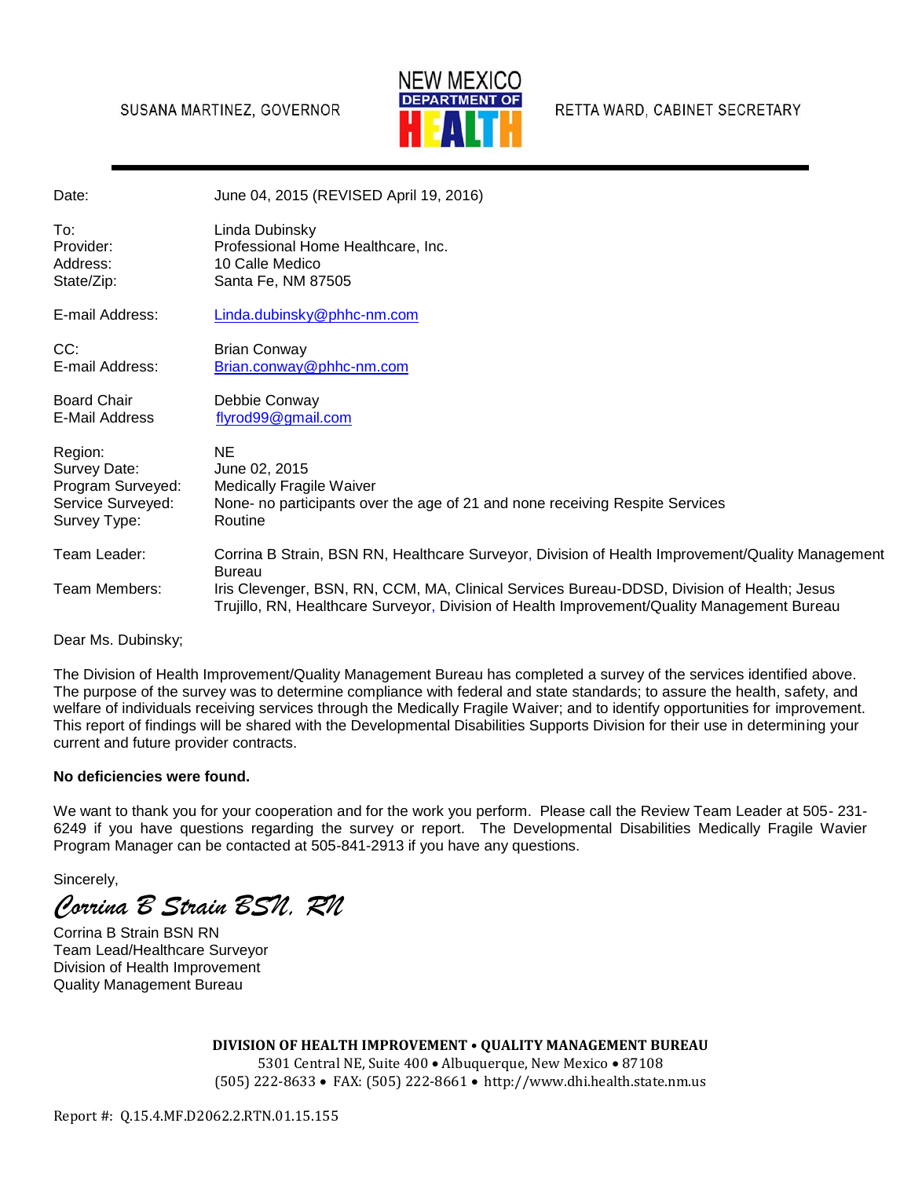SUSANA MARTINEZ, GOVERNOR

NEW MEXICO DEPARTMENT OF HEALTH

RETTA WARD, CABINET SECRETARY

---

| | |
|---|---|
| Date: | June 04, 2015 (REVISED April 19, 2016) |
| To: | Linda Dubinsky |
| Provider: | Professional Home Healthcare, Inc. |
| Address: | 10 Calle Medico |
| State/Zip: | Santa Fe, NM 87505 |
| E-mail Address: | Linda.dubinsky@phhc-nm.com |
| CC: | Brian Conway |
| E-mail Address: | Brian.conway@phhc-nm.com |
| Board Chair | Debbie Conway |
| E-Mail Address | flyrod99@gmail.com |
| Region: | NE |
| Survey Date: | June 02, 2015 |
| Program Surveyed: | Medically Fragile Waiver |
| Service Surveyed: | None- no participants over the age of 21 and none receiving Respite Services |
| Survey Type: | Routine |
| Team Leader: | Corrina B Strain, BSN RN, Healthcare Surveyor, Division of Health Improvement/Quality Management Bureau |
| Team Members: | Iris Clevenger, BSN, RN, CCM, MA, Clinical Services Bureau-DDSD, Division of Health; Jesus Trujillo, RN, Healthcare Surveyor, Division of Health Improvement/Quality Management Bureau |

Dear Ms. Dubinsky;

The Division of Health Improvement/Quality Management Bureau has completed a survey of the services identified above. The purpose of the survey was to determine compliance with federal and state standards; to assure the health, safety, and welfare of individuals receiving services through the Medically Fragile Waiver; and to identify opportunities for improvement. This report of findings will be shared with the Developmental Disabilities Supports Division for their use in determining your current and future provider contracts.

**No deficiencies were found.**

We want to thank you for your cooperation and for the work you perform. Please call the Review Team Leader at 505- 231-6249 if you have questions regarding the survey or report. The Developmental Disabilities Medically Fragile Wavier Program Manager can be contacted at 505-841-2913 if you have any questions.

Sincerely,

*Corrina B Strain BSN, RN*

Corrina B Strain BSN RN
Team Lead/Healthcare Surveyor
Division of Health Improvement
Quality Management Bureau

**DIVISION OF HEALTH IMPROVEMENT • QUALITY MANAGEMENT BUREAU**
5301 Central NE, Suite 400 • Albuquerque, New Mexico • 87108
(505) 222-8633 • FAX: (505) 222-8661 • http://www.dhi.health.state.nm.us

Report #: Q.15.4.MF.D2062.2.RTN.01.15.155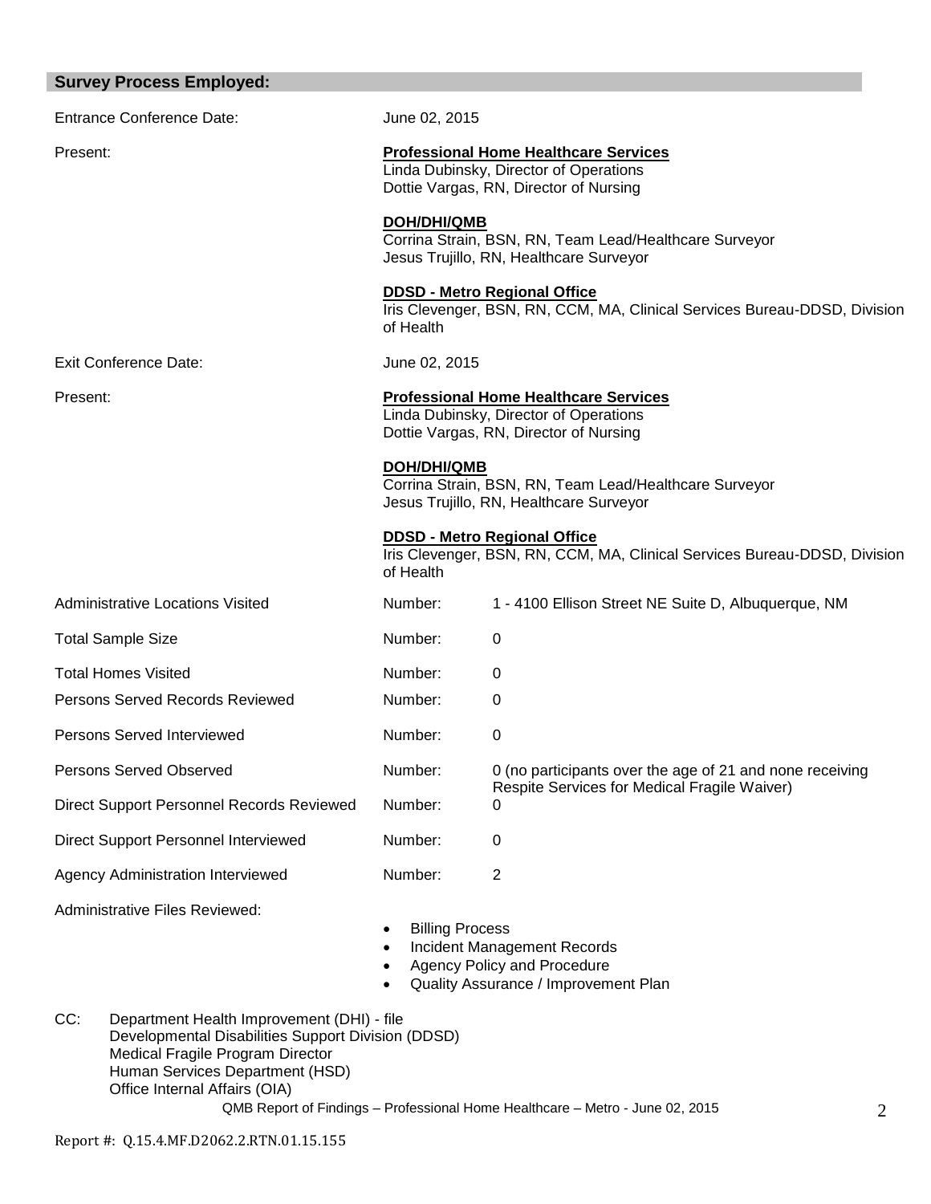## Survey Process Employed:

| | | |
|---|---|---|
| Entrance Conference Date: | June 02, 2015 | |
| Present: | **Professional Home Healthcare Services**<br>Linda Dubinsky, Director of Operations<br>Dottie Vargas, RN, Director of Nursing<br><br>**DOH/DHI/QMB**<br>Corrina Strain, BSN, RN, Team Lead/Healthcare Surveyor<br>Jesus Trujillo, RN, Healthcare Surveyor<br><br>**DDSD - Metro Regional Office**<br>Iris Clevenger, BSN, RN, CCM, MA, Clinical Services Bureau-DDSD, Division of Health | |
| Exit Conference Date: | June 02, 2015 | |
| Present: | **Professional Home Healthcare Services**<br>Linda Dubinsky, Director of Operations<br>Dottie Vargas, RN, Director of Nursing<br><br>**DOH/DHI/QMB**<br>Corrina Strain, BSN, RN, Team Lead/Healthcare Surveyor<br>Jesus Trujillo, RN, Healthcare Surveyor<br><br>**DDSD - Metro Regional Office**<br>Iris Clevenger, BSN, RN, CCM, MA, Clinical Services Bureau-DDSD, Division of Health | |
| Administrative Locations Visited | Number: | 1 - 4100 Ellison Street NE Suite D, Albuquerque, NM |
| Total Sample Size | Number: | 0 |
| Total Homes Visited | Number: | 0 |
| Persons Served Records Reviewed | Number: | 0 |
| Persons Served Interviewed | Number: | 0 |
| Persons Served Observed | Number: | 0 (no participants over the age of 21 and none receiving Respite Services for Medical Fragile Waiver) |
| Direct Support Personnel Records Reviewed | Number: | 0 |
| Direct Support Personnel Interviewed | Number: | 0 |
| Agency Administration Interviewed | Number: | 2 |

Administrative Files Reviewed:

- Billing Process
- Incident Management Records
- Agency Policy and Procedure
- Quality Assurance / Improvement Plan

CC: Department Health Improvement (DHI) - file
Developmental Disabilities Support Division (DDSD)
Medical Fragile Program Director
Human Services Department (HSD)
Office Internal Affairs (OIA)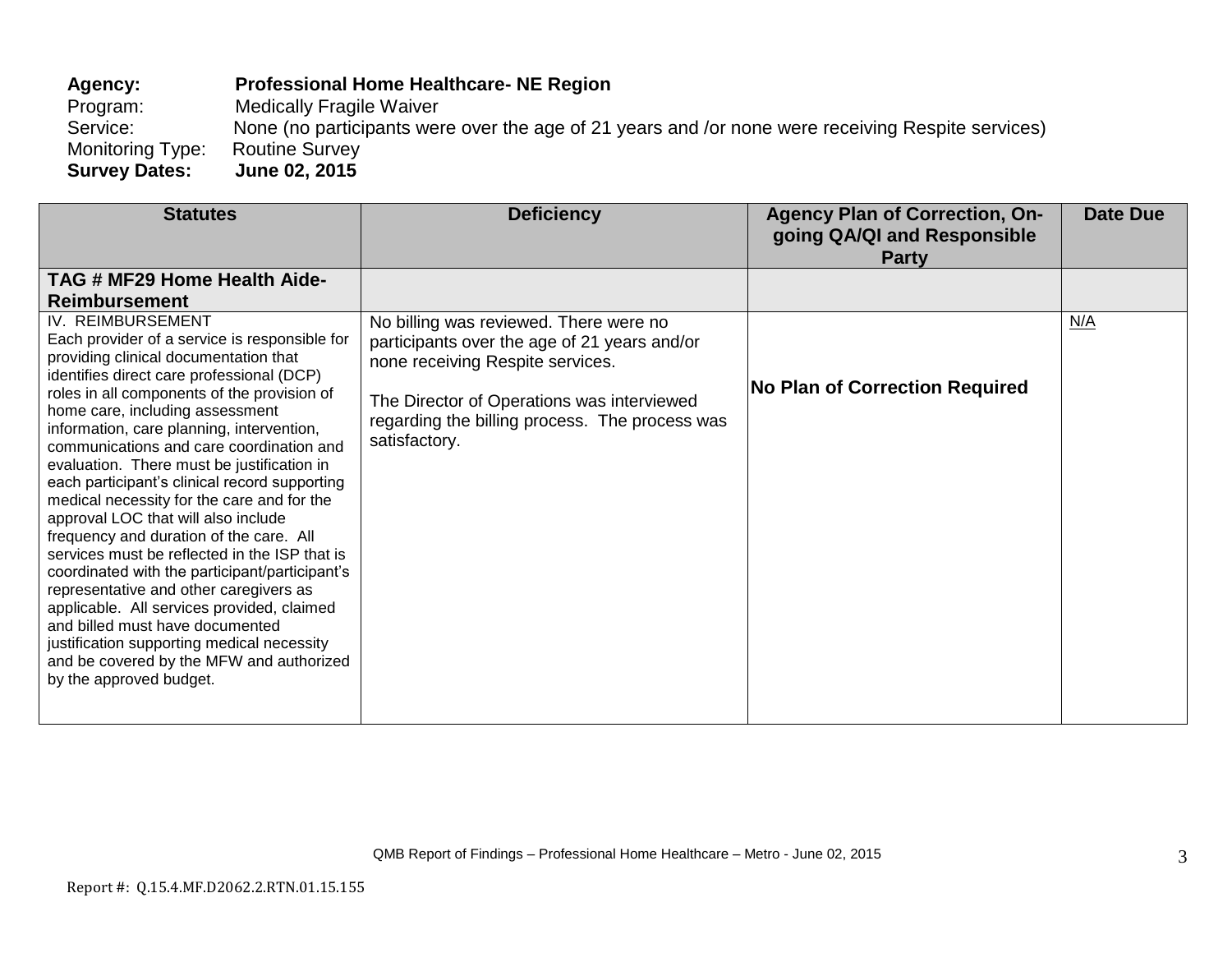**Agency:** **Professional Home Healthcare- NE Region**
Program: Medically Fragile Waiver
Service: None (no participants were over the age of 21 years and /or none were receiving Respite services)
Monitoring Type: Routine Survey
**Survey Dates:** **June 02, 2015**

| Statutes | Deficiency | Agency Plan of Correction, On-going QA/QI and Responsible Party | Date Due |
|---|---|---|---|
| **TAG # MF29 Home Health Aide-Reimbursement** | | | |
| IV. REIMBURSEMENT<br>Each provider of a service is responsible for providing clinical documentation that identifies direct care professional (DCP) roles in all components of the provision of home care, including assessment information, care planning, intervention, communications and care coordination and evaluation. There must be justification in each participant's clinical record supporting medical necessity for the care and for the approval LOC that will also include frequency and duration of the care. All services must be reflected in the ISP that is coordinated with the participant/participant's representative and other caregivers as applicable. All services provided, claimed and billed must have documented justification supporting medical necessity and be covered by the MFW and authorized by the approved budget. | No billing was reviewed. There were no participants over the age of 21 years and/or none receiving Respite services.<br><br>The Director of Operations was interviewed regarding the billing process. The process was satisfactory. | **No Plan of Correction Required** | N/A |

Report #: Q.15.4.MF.D2062.2.RTN.01.15.155